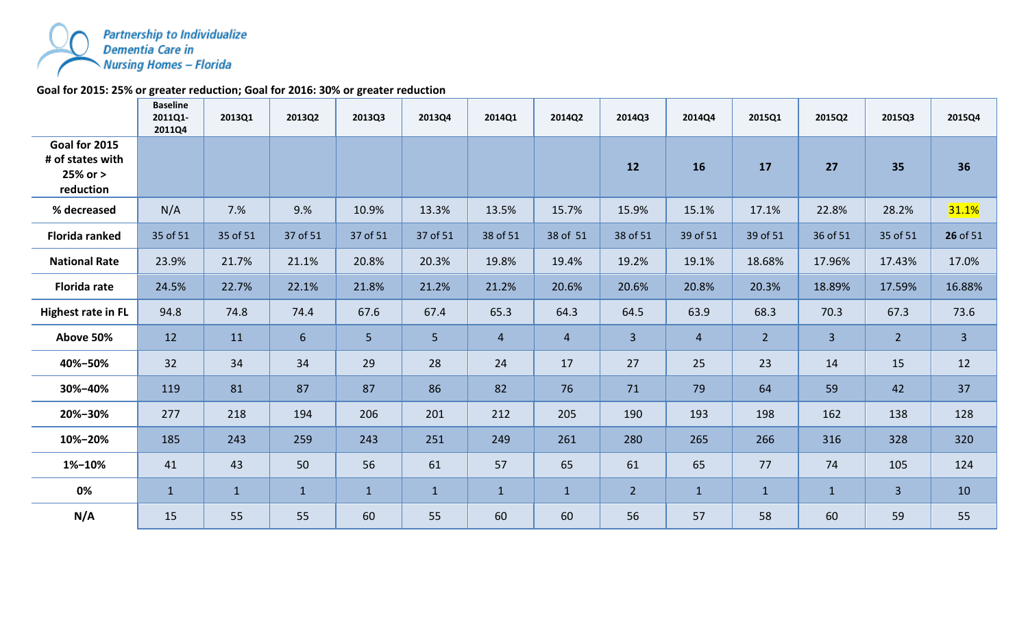Partnership to Individualize Dementia Care in Nursing Homes – Florida

**Goal for 2015: 25% or greater reduction; Goal for 2016: 30% or greater reduction**

| | Baseline 2011Q1-2011Q4 | 2013Q1 | 2013Q2 | 2013Q3 | 2013Q4 | 2014Q1 | 2014Q2 | 2014Q3 | 2014Q4 | 2015Q1 | 2015Q2 | 2015Q3 | 2015Q4 |
|---|---|---|---|---|---|---|---|---|---|---|---|---|---|
| **Goal for 2015 # of states with 25% or > reduction** | | | | | | | | **12** | **16** | **17** | **27** | **35** | **36** |
| **% decreased** | N/A | 7.% | 9.% | 10.9% | 13.3% | 13.5% | 15.7% | 15.9% | 15.1% | 17.1% | 22.8% | 28.2% | 31.1% |
| **Florida ranked** | 35 of 51 | 35 of 51 | 37 of 51 | 37 of 51 | 37 of 51 | 38 of 51 | 38 of 51 | 38 of 51 | 39 of 51 | 39 of 51 | 36 of 51 | 35 of 51 | **26** of 51 |
| **National Rate** | 23.9% | 21.7% | 21.1% | 20.8% | 20.3% | 19.8% | 19.4% | 19.2% | 19.1% | 18.68% | 17.96% | 17.43% | 17.0% |
| **Florida rate** | 24.5% | 22.7% | 22.1% | 21.8% | 21.2% | 21.2% | 20.6% | 20.6% | 20.8% | 20.3% | 18.89% | 17.59% | 16.88% |
| **Highest rate in FL** | 94.8 | 74.8 | 74.4 | 67.6 | 67.4 | 65.3 | 64.3 | 64.5 | 63.9 | 68.3 | 70.3 | 67.3 | 73.6 |
| **Above 50%** | 12 | 11 | 6 | 5 | 5 | 4 | 4 | 3 | 4 | 2 | 3 | 2 | 3 |
| **40%–50%** | 32 | 34 | 34 | 29 | 28 | 24 | 17 | 27 | 25 | 23 | 14 | 15 | 12 |
| **30%–40%** | 119 | 81 | 87 | 87 | 86 | 82 | 76 | 71 | 79 | 64 | 59 | 42 | 37 |
| **20%–30%** | 277 | 218 | 194 | 206 | 201 | 212 | 205 | 190 | 193 | 198 | 162 | 138 | 128 |
| **10%–20%** | 185 | 243 | 259 | 243 | 251 | 249 | 261 | 280 | 265 | 266 | 316 | 328 | 320 |
| **1%–10%** | 41 | 43 | 50 | 56 | 61 | 57 | 65 | 61 | 65 | 77 | 74 | 105 | 124 |
| **0%** | 1 | 1 | 1 | 1 | 1 | 1 | 1 | 2 | 1 | 1 | 1 | 3 | 10 |
| **N/A** | 15 | 55 | 55 | 60 | 55 | 60 | 60 | 56 | 57 | 58 | 60 | 59 | 55 |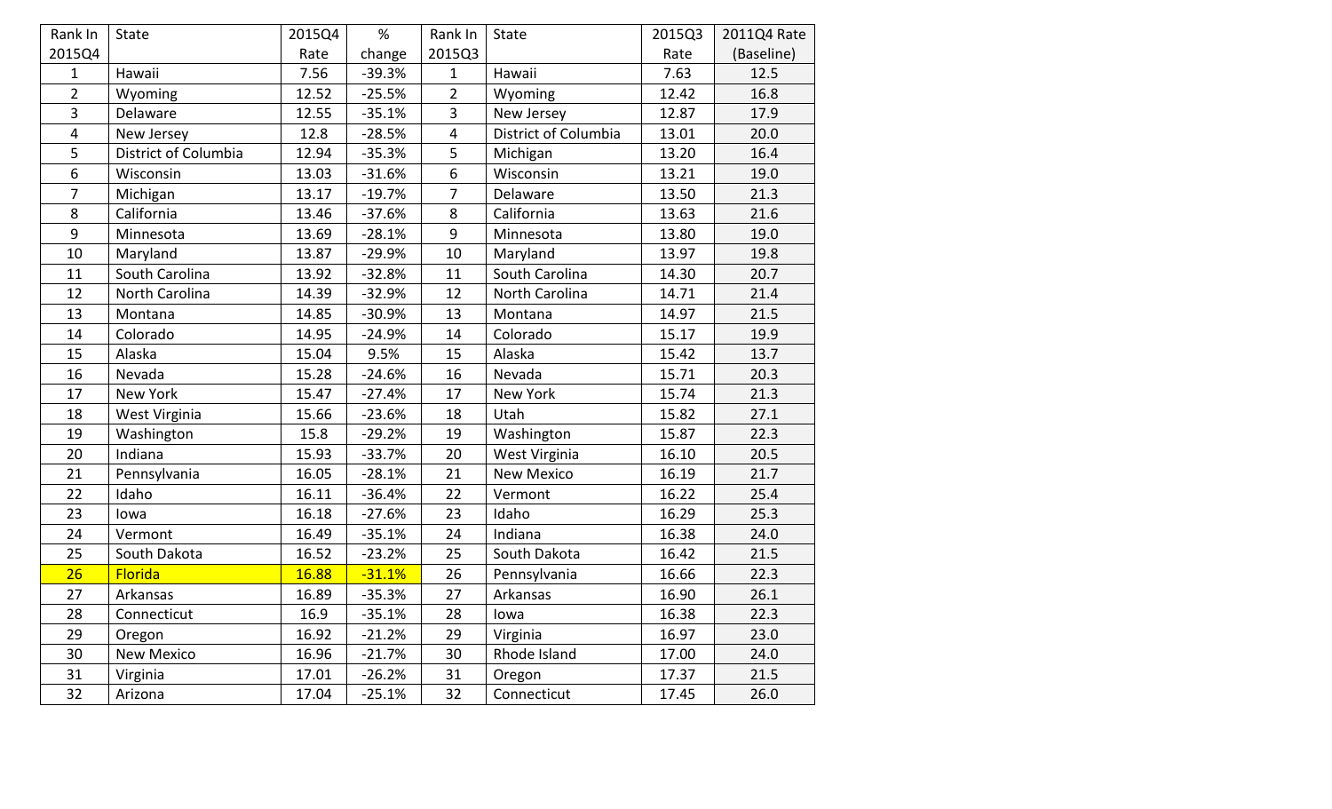| Rank In 2015Q4 | State | 2015Q4 Rate | % change | Rank In 2015Q3 | State | 2015Q3 Rate | 2011Q4 Rate (Baseline) |
|---|---|---|---|---|---|---|---|
| 1 | Hawaii | 7.56 | -39.3% | 1 | Hawaii | 7.63 | 12.5 |
| 2 | Wyoming | 12.52 | -25.5% | 2 | Wyoming | 12.42 | 16.8 |
| 3 | Delaware | 12.55 | -35.1% | 3 | New Jersey | 12.87 | 17.9 |
| 4 | New Jersey | 12.8 | -28.5% | 4 | District of Columbia | 13.01 | 20.0 |
| 5 | District of Columbia | 12.94 | -35.3% | 5 | Michigan | 13.20 | 16.4 |
| 6 | Wisconsin | 13.03 | -31.6% | 6 | Wisconsin | 13.21 | 19.0 |
| 7 | Michigan | 13.17 | -19.7% | 7 | Delaware | 13.50 | 21.3 |
| 8 | California | 13.46 | -37.6% | 8 | California | 13.63 | 21.6 |
| 9 | Minnesota | 13.69 | -28.1% | 9 | Minnesota | 13.80 | 19.0 |
| 10 | Maryland | 13.87 | -29.9% | 10 | Maryland | 13.97 | 19.8 |
| 11 | South Carolina | 13.92 | -32.8% | 11 | South Carolina | 14.30 | 20.7 |
| 12 | North Carolina | 14.39 | -32.9% | 12 | North Carolina | 14.71 | 21.4 |
| 13 | Montana | 14.85 | -30.9% | 13 | Montana | 14.97 | 21.5 |
| 14 | Colorado | 14.95 | -24.9% | 14 | Colorado | 15.17 | 19.9 |
| 15 | Alaska | 15.04 | 9.5% | 15 | Alaska | 15.42 | 13.7 |
| 16 | Nevada | 15.28 | -24.6% | 16 | Nevada | 15.71 | 20.3 |
| 17 | New York | 15.47 | -27.4% | 17 | New York | 15.74 | 21.3 |
| 18 | West Virginia | 15.66 | -23.6% | 18 | Utah | 15.82 | 27.1 |
| 19 | Washington | 15.8 | -29.2% | 19 | Washington | 15.87 | 22.3 |
| 20 | Indiana | 15.93 | -33.7% | 20 | West Virginia | 16.10 | 20.5 |
| 21 | Pennsylvania | 16.05 | -28.1% | 21 | New Mexico | 16.19 | 21.7 |
| 22 | Idaho | 16.11 | -36.4% | 22 | Vermont | 16.22 | 25.4 |
| 23 | Iowa | 16.18 | -27.6% | 23 | Idaho | 16.29 | 25.3 |
| 24 | Vermont | 16.49 | -35.1% | 24 | Indiana | 16.38 | 24.0 |
| 25 | South Dakota | 16.52 | -23.2% | 25 | South Dakota | 16.42 | 21.5 |
| 26 | Florida | 16.88 | -31.1% | 26 | Pennsylvania | 16.66 | 22.3 |
| 27 | Arkansas | 16.89 | -35.3% | 27 | Arkansas | 16.90 | 26.1 |
| 28 | Connecticut | 16.9 | -35.1% | 28 | Iowa | 16.38 | 22.3 |
| 29 | Oregon | 16.92 | -21.2% | 29 | Virginia | 16.97 | 23.0 |
| 30 | New Mexico | 16.96 | -21.7% | 30 | Rhode Island | 17.00 | 24.0 |
| 31 | Virginia | 17.01 | -26.2% | 31 | Oregon | 17.37 | 21.5 |
| 32 | Arizona | 17.04 | -25.1% | 32 | Connecticut | 17.45 | 26.0 |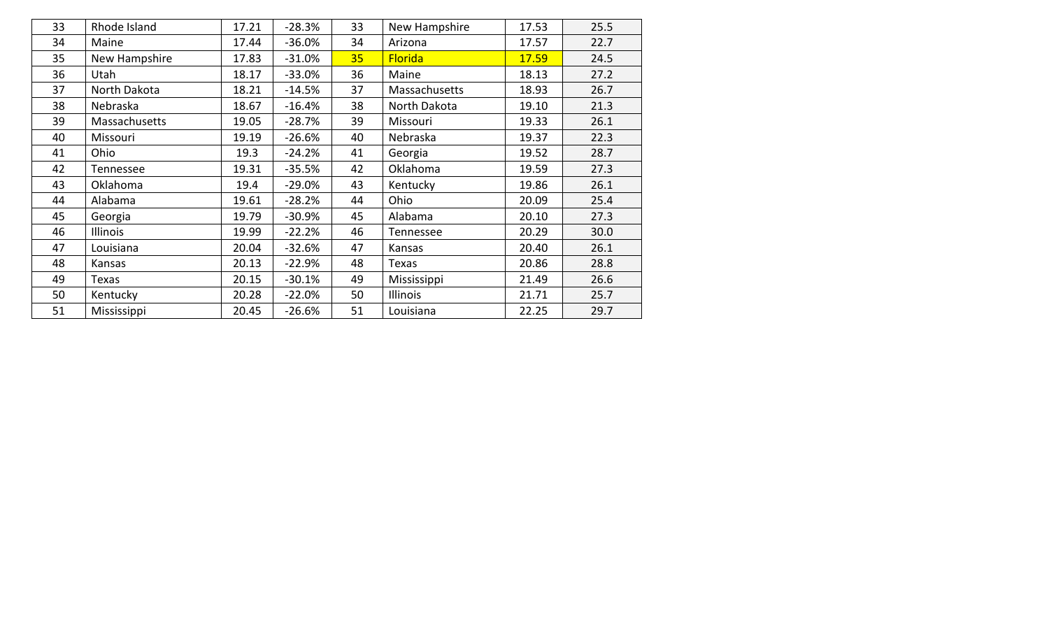| | | | | | | | |
|---|---|---|---|---|---|---|---|
| 33 | Rhode Island | 17.21 | -28.3% | 33 | New Hampshire | 17.53 | 25.5 |
| 34 | Maine | 17.44 | -36.0% | 34 | Arizona | 17.57 | 22.7 |
| 35 | New Hampshire | 17.83 | -31.0% | 35 | Florida | 17.59 | 24.5 |
| 36 | Utah | 18.17 | -33.0% | 36 | Maine | 18.13 | 27.2 |
| 37 | North Dakota | 18.21 | -14.5% | 37 | Massachusetts | 18.93 | 26.7 |
| 38 | Nebraska | 18.67 | -16.4% | 38 | North Dakota | 19.10 | 21.3 |
| 39 | Massachusetts | 19.05 | -28.7% | 39 | Missouri | 19.33 | 26.1 |
| 40 | Missouri | 19.19 | -26.6% | 40 | Nebraska | 19.37 | 22.3 |
| 41 | Ohio | 19.3 | -24.2% | 41 | Georgia | 19.52 | 28.7 |
| 42 | Tennessee | 19.31 | -35.5% | 42 | Oklahoma | 19.59 | 27.3 |
| 43 | Oklahoma | 19.4 | -29.0% | 43 | Kentucky | 19.86 | 26.1 |
| 44 | Alabama | 19.61 | -28.2% | 44 | Ohio | 20.09 | 25.4 |
| 45 | Georgia | 19.79 | -30.9% | 45 | Alabama | 20.10 | 27.3 |
| 46 | Illinois | 19.99 | -22.2% | 46 | Tennessee | 20.29 | 30.0 |
| 47 | Louisiana | 20.04 | -32.6% | 47 | Kansas | 20.40 | 26.1 |
| 48 | Kansas | 20.13 | -22.9% | 48 | Texas | 20.86 | 28.8 |
| 49 | Texas | 20.15 | -30.1% | 49 | Mississippi | 21.49 | 26.6 |
| 50 | Kentucky | 20.28 | -22.0% | 50 | Illinois | 21.71 | 25.7 |
| 51 | Mississippi | 20.45 | -26.6% | 51 | Louisiana | 22.25 | 29.7 |